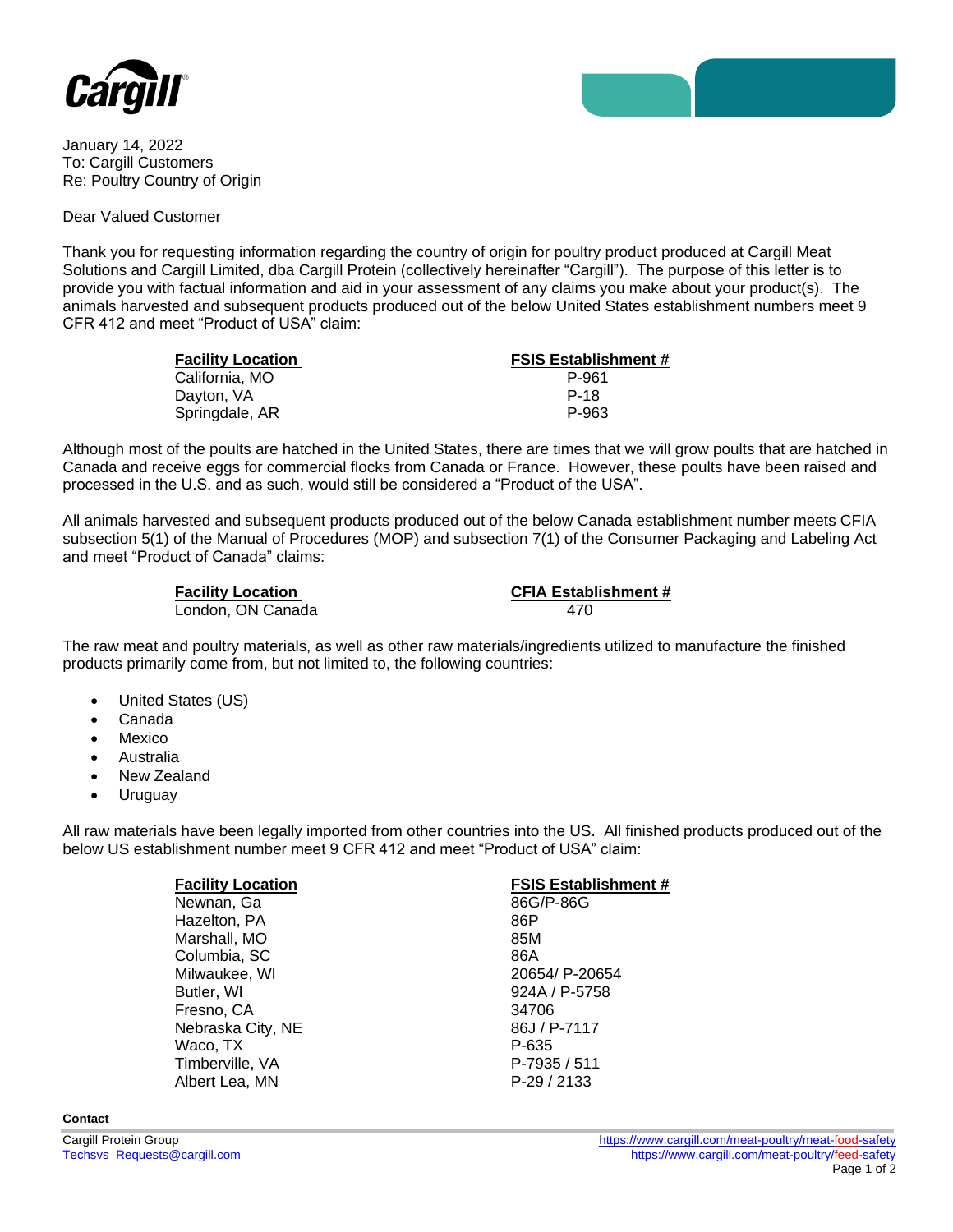January 14, 2022
To: Cargill Customers
Re: Poultry Country of Origin

Dear Valued Customer

Thank you for requesting information regarding the country of origin for poultry product produced at Cargill Meat Solutions and Cargill Limited, dba Cargill Protein (collectively hereinafter "Cargill"). The purpose of this letter is to provide you with factual information and aid in your assessment of any claims you make about your product(s). The animals harvested and subsequent products produced out of the below United States establishment numbers meet 9 CFR 412 and meet "Product of USA" claim:

| Facility Location | FSIS Establishment # |
|---|---|
| California, MO | P-961 |
| Dayton, VA | P-18 |
| Springdale, AR | P-963 |

Although most of the poults are hatched in the United States, there are times that we will grow poults that are hatched in Canada and receive eggs for commercial flocks from Canada or France. However, these poults have been raised and processed in the U.S. and as such, would still be considered a "Product of the USA".

All animals harvested and subsequent products produced out of the below Canada establishment number meets CFIA subsection 5(1) of the Manual of Procedures (MOP) and subsection 7(1) of the Consumer Packaging and Labeling Act and meet "Product of Canada" claims:

| Facility Location | CFIA Establishment # |
|---|---|
| London, ON Canada | 470 |

The raw meat and poultry materials, as well as other raw materials/ingredients utilized to manufacture the finished products primarily come from, but not limited to, the following countries:

- United States (US)
- Canada
- Mexico
- Australia
- New Zealand
- Uruguay

All raw materials have been legally imported from other countries into the US. All finished products produced out of the below US establishment number meet 9 CFR 412 and meet "Product of USA" claim:

| Facility Location | FSIS Establishment # |
|---|---|
| Newnan, Ga | 86G/P-86G |
| Hazelton, PA | 86P |
| Marshall, MO | 85M |
| Columbia, SC | 86A |
| Milwaukee, WI | 20654/ P-20654 |
| Butler, WI | 924A / P-5758 |
| Fresno, CA | 34706 |
| Nebraska City, NE | 86J / P-7117 |
| Waco, TX | P-635 |
| Timberville, VA | P-7935 / 511 |
| Albert Lea, MN | P-29 / 2133 |

**Contact**

Cargill Protein Group
Techsvs_Requests@cargill.com

https://www.cargill.com/meat-poultry/meat-food-safety
https://www.cargill.com/meat-poultry/feed-safety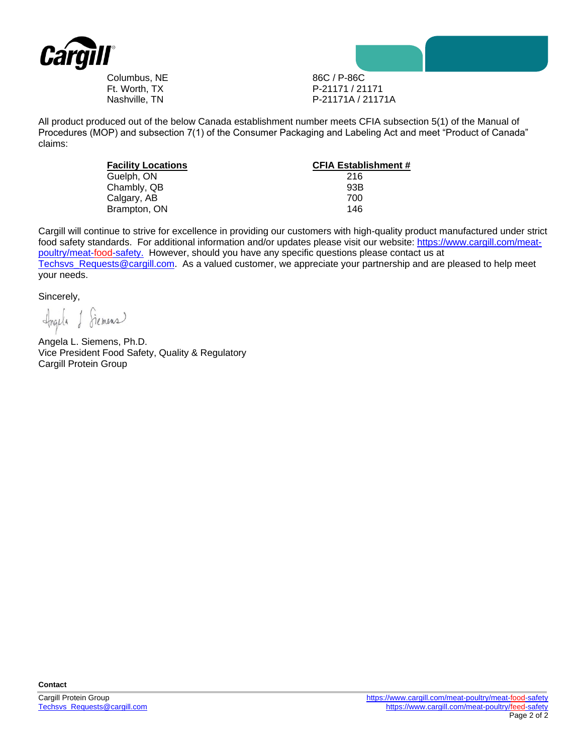| | |
|---|---|
| Columbus, NE | 86C / P-86C |
| Ft. Worth, TX | P-21171 / 21171 |
| Nashville, TN | P-21171A / 21171A |

All product produced out of the below Canada establishment number meets CFIA subsection 5(1) of the Manual of Procedures (MOP) and subsection 7(1) of the Consumer Packaging and Labeling Act and meet "Product of Canada" claims:

| **Facility Locations** | **CFIA Establishment #** |
|---|---|
| Guelph, ON | 216 |
| Chambly, QB | 93B |
| Calgary, AB | 700 |
| Brampton, ON | 146 |

Cargill will continue to strive for excellence in providing our customers with high-quality product manufactured under strict food safety standards. For additional information and/or updates please visit our website: https://www.cargill.com/meat-poultry/meat-food-safety. However, should you have any specific questions please contact us at Techsvs_Requests@cargill.com. As a valued customer, we appreciate your partnership and are pleased to help meet your needs.

Sincerely,

Angela L. Siemens, Ph.D.
Vice President Food Safety, Quality & Regulatory
Cargill Protein Group

**Contact**

Cargill Protein Group
Techsvs_Requests@cargill.com

https://www.cargill.com/meat-poultry/meat-food-safety
https://www.cargill.com/meat-poultry/feed-safety